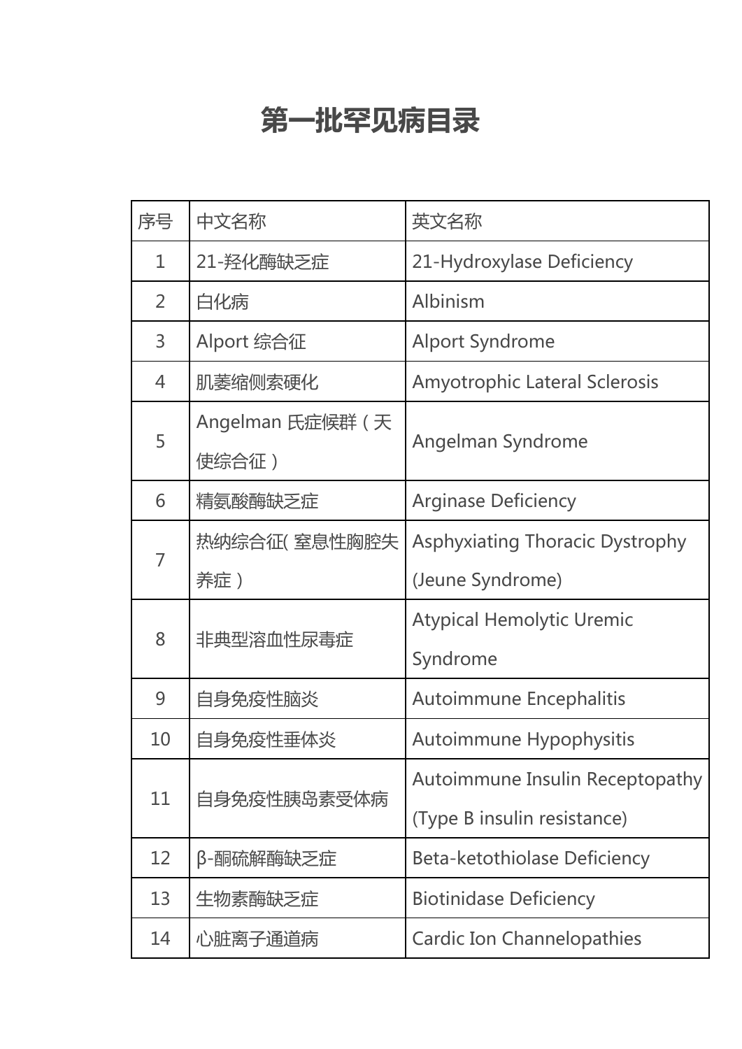# 第一批罕见病目录

| 序号 | 中文名称 | 英文名称 |
| --- | --- | --- |
| 1 | 21-羟化酶缺乏症 | 21-Hydroxylase Deficiency |
| 2 | 白化病 | Albinism |
| 3 | Alport 综合征 | Alport Syndrome |
| 4 | 肌萎缩侧索硬化 | Amyotrophic Lateral Sclerosis |
| 5 | Angelman 氏症候群（天使综合征） | Angelman Syndrome |
| 6 | 精氨酸酶缺乏症 | Arginase Deficiency |
| 7 | 热纳综合征( 窒息性胸腔失养症) | Asphyxiating Thoracic Dystrophy (Jeune Syndrome) |
| 8 | 非典型溶血性尿毒症 | Atypical Hemolytic Uremic Syndrome |
| 9 | 自身免疫性脑炎 | Autoimmune Encephalitis |
| 10 | 自身免疫性垂体炎 | Autoimmune Hypophysitis |
| 11 | 自身免疫性胰岛素受体病 | Autoimmune Insulin Receptopathy (Type B insulin resistance) |
| 12 | β-酮硫解酶缺乏症 | Beta-ketothiolase Deficiency |
| 13 | 生物素酶缺乏症 | Biotinidase Deficiency |
| 14 | 心脏离子通道病 | Cardic Ion Channelopathies |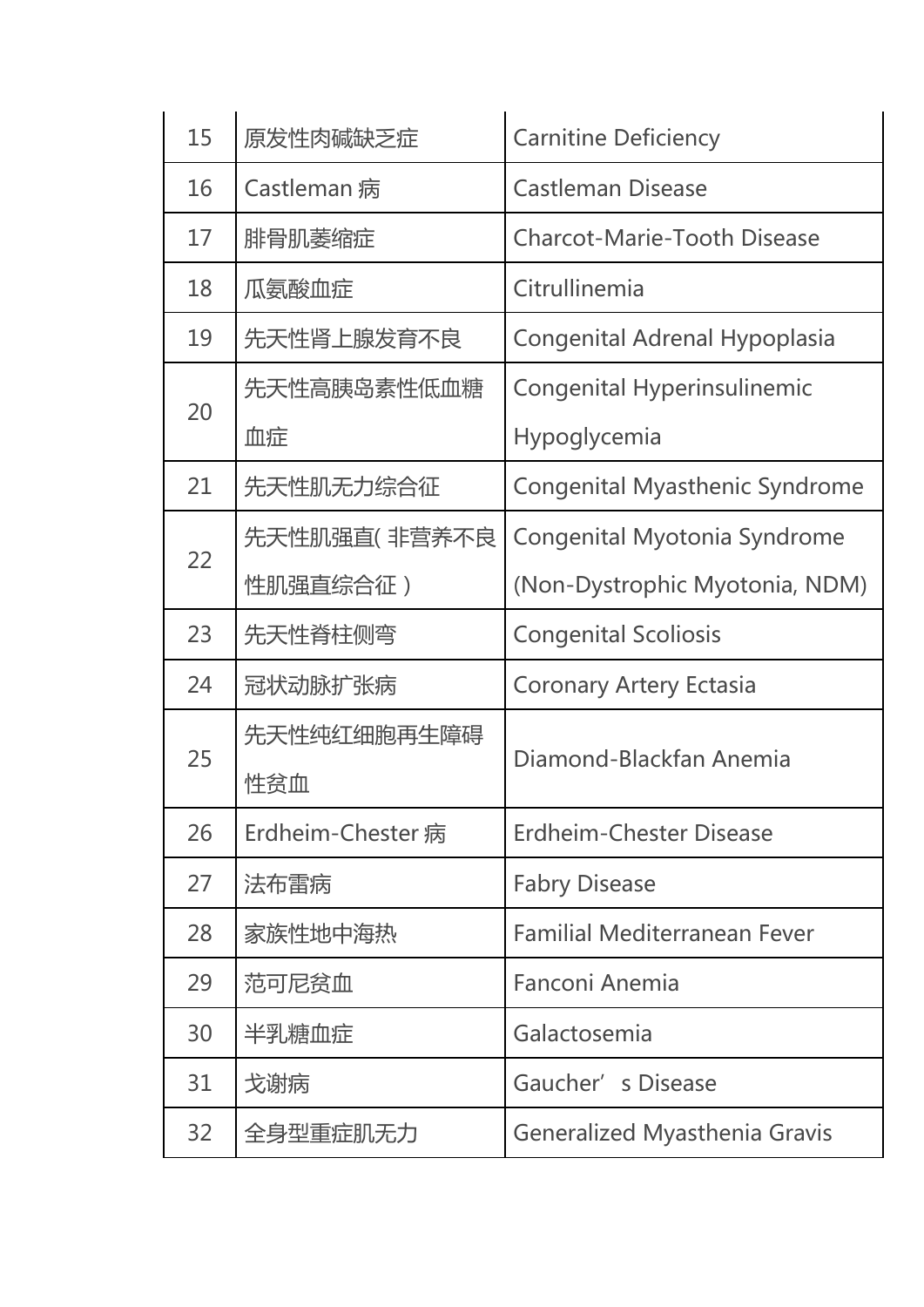| | | |
|---|---|---|
| 15 | 原发性肉碱缺乏症 | Carnitine Deficiency |
| 16 | Castleman 病 | Castleman Disease |
| 17 | 腓骨肌萎缩症 | Charcot-Marie-Tooth Disease |
| 18 | 瓜氨酸血症 | Citrullinemia |
| 19 | 先天性肾上腺发育不良 | Congenital Adrenal Hypoplasia |
| 20 | 先天性高胰岛素性低血糖血症 | Congenital Hyperinsulinemic Hypoglycemia |
| 21 | 先天性肌无力综合征 | Congenital Myasthenic Syndrome |
| 22 | 先天性肌强直( 非营养不良性肌强直综合征 ) | Congenital Myotonia Syndrome (Non-Dystrophic Myotonia, NDM) |
| 23 | 先天性脊柱侧弯 | Congenital Scoliosis |
| 24 | 冠状动脉扩张病 | Coronary Artery Ectasia |
| 25 | 先天性纯红细胞再生障碍性贫血 | Diamond-Blackfan Anemia |
| 26 | Erdheim-Chester 病 | Erdheim-Chester Disease |
| 27 | 法布雷病 | Fabry Disease |
| 28 | 家族性地中海热 | Familial Mediterranean Fever |
| 29 | 范可尼贫血 | Fanconi Anemia |
| 30 | 半乳糖血症 | Galactosemia |
| 31 | 戈谢病 | Gaucher’s Disease |
| 32 | 全身型重症肌无力 | Generalized Myasthenia Gravis |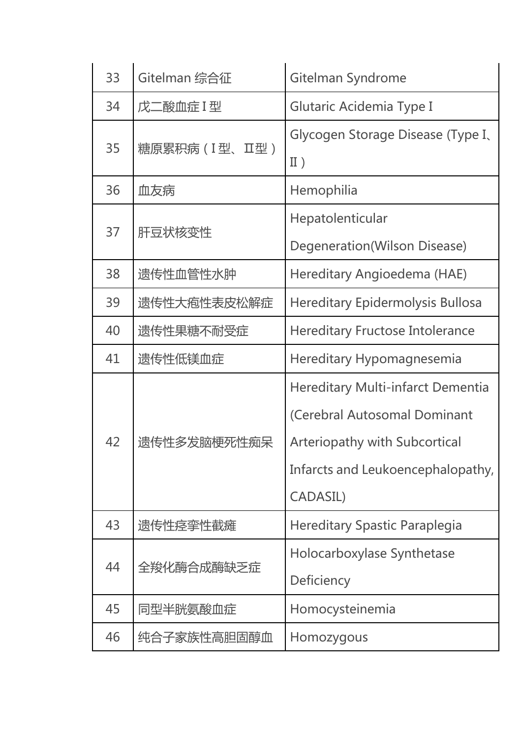| 33 | Gitelman 综合征 | Gitelman Syndrome |
|---|---|---|
| 34 | 戊二酸血症 I 型 | Glutaric Acidemia Type I |
| 35 | 糖原累积病（I 型、II型） | Glycogen Storage Disease (Type I、II） |
| 36 | 血友病 | Hemophilia |
| 37 | 肝豆状核变性 | Hepatolenticular Degeneration(Wilson Disease) |
| 38 | 遗传性血管性水肿 | Hereditary Angioedema (HAE) |
| 39 | 遗传性大疱性表皮松解症 | Hereditary Epidermolysis Bullosa |
| 40 | 遗传性果糖不耐受症 | Hereditary Fructose Intolerance |
| 41 | 遗传性低镁血症 | Hereditary Hypomagnesemia |
| 42 | 遗传性多发脑梗死性痴呆 | Hereditary Multi-infarct Dementia (Cerebral Autosomal Dominant Arteriopathy with Subcortical Infarcts and Leukoencephalopathy, CADASIL) |
| 43 | 遗传性痉挛性截瘫 | Hereditary Spastic Paraplegia |
| 44 | 全羧化酶合成酶缺乏症 | Holocarboxylase Synthetase Deficiency |
| 45 | 同型半胱氨酸血症 | Homocysteinemia |
| 46 | 纯合子家族性高胆固醇血 | Homozygous |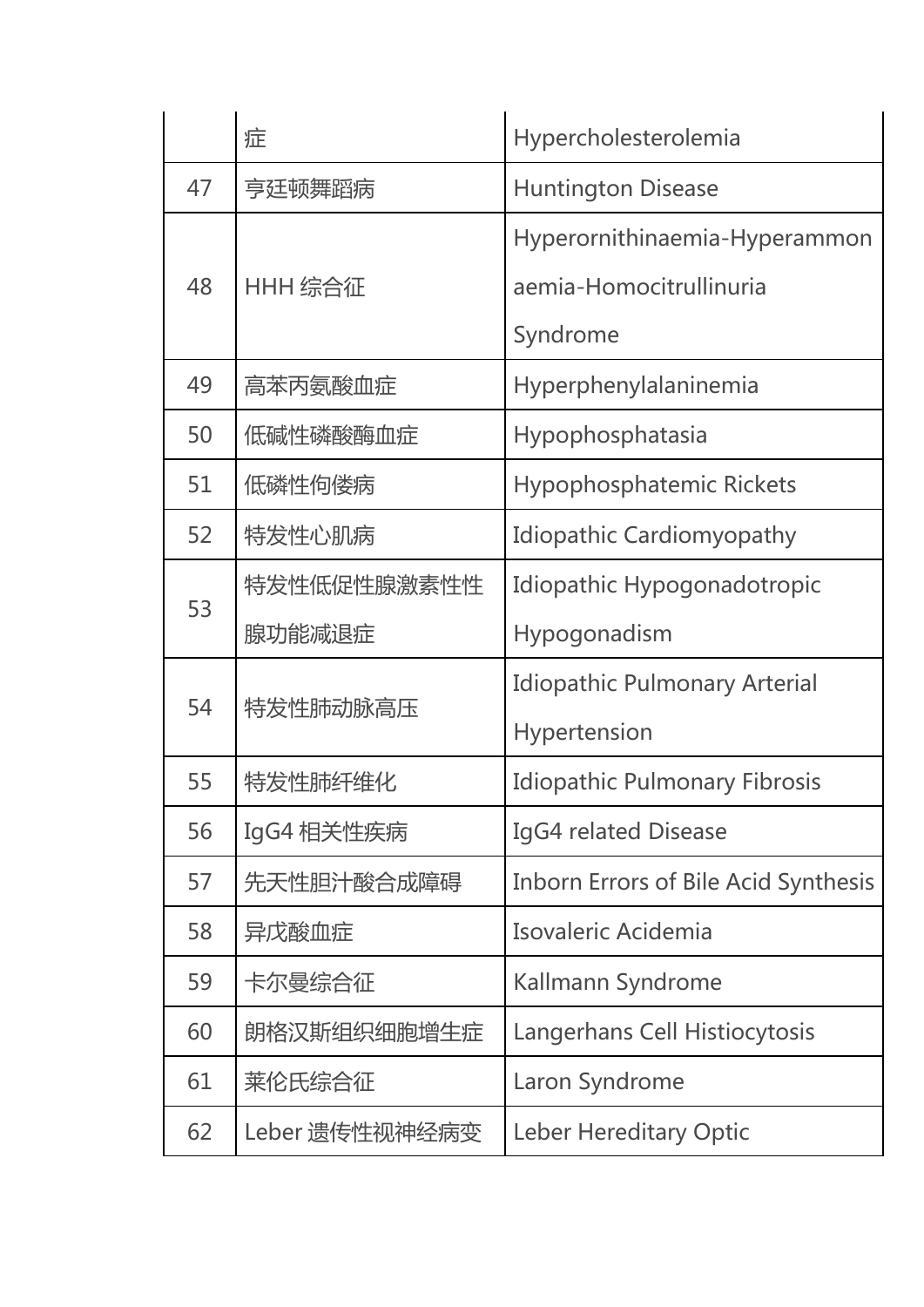|  |  |  |
| --- | --- | --- |
|  | 症 | Hypercholesterolemia |
| 47 | 亨廷顿舞蹈病 | Huntington Disease |
| 48 | HHH 综合征 | Hyperornithinaemia-Hyperammonaemia-Homocitrullinuria Syndrome |
| 49 | 高苯丙氨酸血症 | Hyperphenylalaninemia |
| 50 | 低碱性磷酸酶血症 | Hypophosphatasia |
| 51 | 低磷性佝偻病 | Hypophosphatemic Rickets |
| 52 | 特发性心肌病 | Idiopathic Cardiomyopathy |
| 53 | 特发性低促性腺激素性性腺功能减退症 | Idiopathic Hypogonadotropic Hypogonadism |
| 54 | 特发性肺动脉高压 | Idiopathic Pulmonary Arterial Hypertension |
| 55 | 特发性肺纤维化 | Idiopathic Pulmonary Fibrosis |
| 56 | IgG4 相关性疾病 | IgG4 related Disease |
| 57 | 先天性胆汁酸合成障碍 | Inborn Errors of Bile Acid Synthesis |
| 58 | 异戊酸血症 | Isovaleric Acidemia |
| 59 | 卡尔曼综合征 | Kallmann Syndrome |
| 60 | 朗格汉斯组织细胞增生症 | Langerhans Cell Histiocytosis |
| 61 | 莱伦氏综合征 | Laron Syndrome |
| 62 | Leber 遗传性视神经病变 | Leber Hereditary Optic |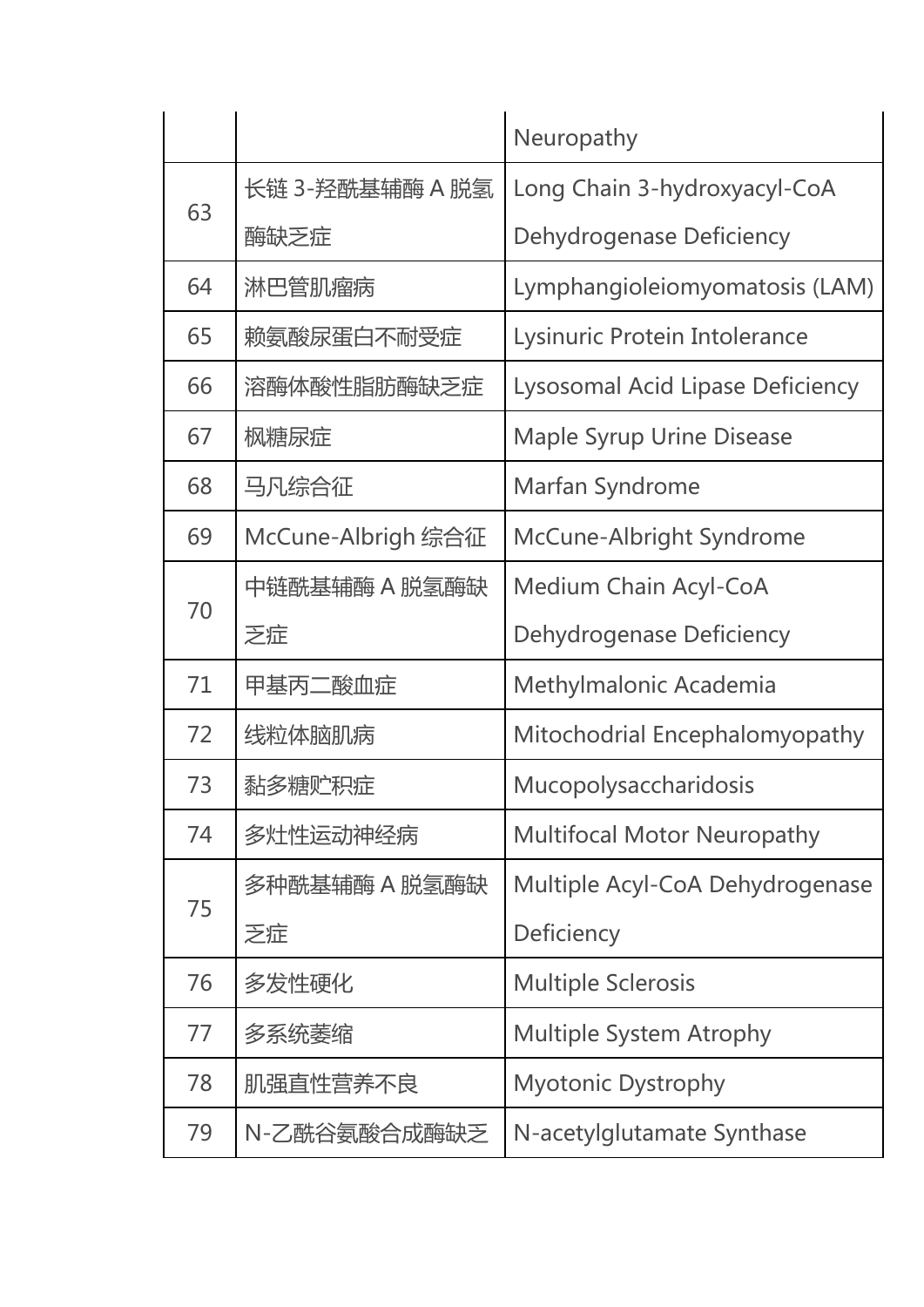| | | Neuropathy |
|---|---|---|
| 63 | 长链 3-羟酰基辅酶 A 脱氢酶缺乏症 | Long Chain 3-hydroxyacyl-CoA Dehydrogenase Deficiency |
| 64 | 淋巴管肌瘤病 | Lymphangioleiomyomatosis (LAM) |
| 65 | 赖氨酸尿蛋白不耐受症 | Lysinuric Protein Intolerance |
| 66 | 溶酶体酸性脂肪酶缺乏症 | Lysosomal Acid Lipase Deficiency |
| 67 | 枫糖尿症 | Maple Syrup Urine Disease |
| 68 | 马凡综合征 | Marfan Syndrome |
| 69 | McCune-Albrigh 综合征 | McCune-Albright Syndrome |
| 70 | 中链酰基辅酶 A 脱氢酶缺乏症 | Medium Chain Acyl-CoA Dehydrogenase Deficiency |
| 71 | 甲基丙二酸血症 | Methylmalonic Academia |
| 72 | 线粒体脑肌病 | Mitochodrial Encephalomyopathy |
| 73 | 黏多糖贮积症 | Mucopolysaccharidosis |
| 74 | 多灶性运动神经病 | Multifocal Motor Neuropathy |
| 75 | 多种酰基辅酶 A 脱氢酶缺乏症 | Multiple Acyl-CoA Dehydrogenase Deficiency |
| 76 | 多发性硬化 | Multiple Sclerosis |
| 77 | 多系统萎缩 | Multiple System Atrophy |
| 78 | 肌强直性营养不良 | Myotonic Dystrophy |
| 79 | N-乙酰谷氨酸合成酶缺乏 | N-acetylglutamate Synthase |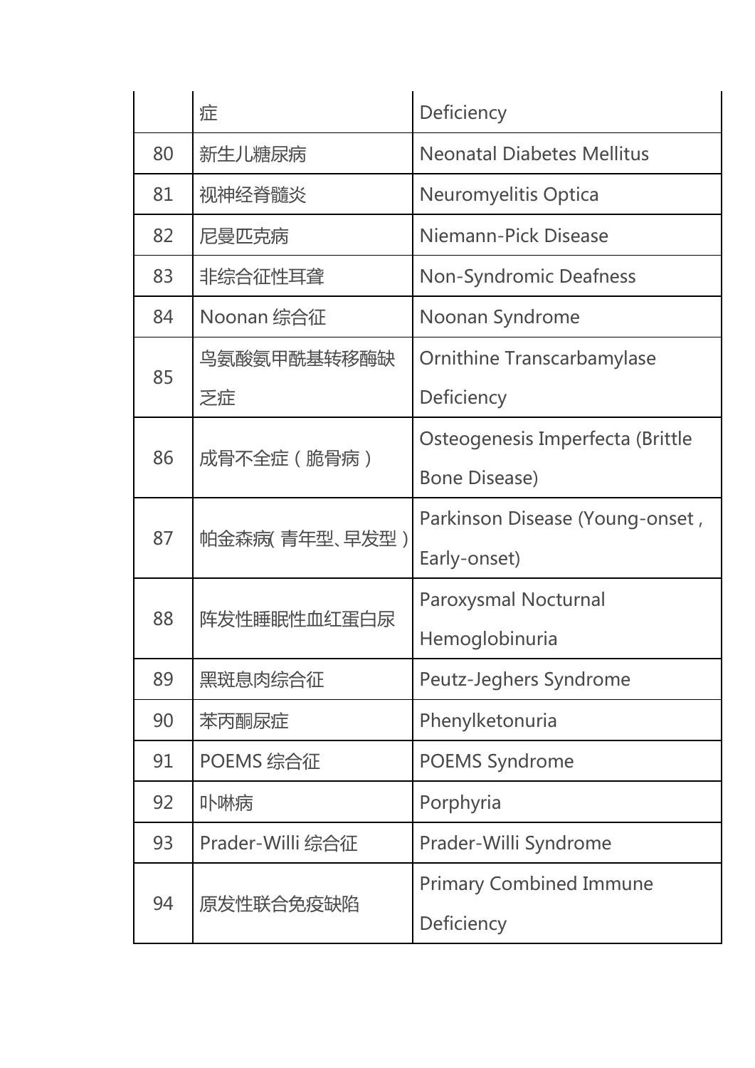|  |  |  |
|---|---|---|
|  | 症 | Deficiency |
| 80 | 新生儿糖尿病 | Neonatal Diabetes Mellitus |
| 81 | 视神经脊髓炎 | Neuromyelitis Optica |
| 82 | 尼曼匹克病 | Niemann-Pick Disease |
| 83 | 非综合征性耳聋 | Non-Syndromic Deafness |
| 84 | Noonan 综合征 | Noonan Syndrome |
| 85 | 鸟氨酸氨甲酰基转移酶缺乏症 | Ornithine Transcarbamylase Deficiency |
| 86 | 成骨不全症（脆骨病） | Osteogenesis Imperfecta (Brittle Bone Disease) |
| 87 | 帕金森病(青年型、早发型) | Parkinson Disease (Young-onset , Early-onset) |
| 88 | 阵发性睡眠性血红蛋白尿 | Paroxysmal Nocturnal Hemoglobinuria |
| 89 | 黑斑息肉综合征 | Peutz-Jeghers Syndrome |
| 90 | 苯丙酮尿症 | Phenylketonuria |
| 91 | POEMS 综合征 | POEMS Syndrome |
| 92 | 卟啉病 | Porphyria |
| 93 | Prader-Willi 综合征 | Prader-Willi Syndrome |
| 94 | 原发性联合免疫缺陷 | Primary Combined Immune Deficiency |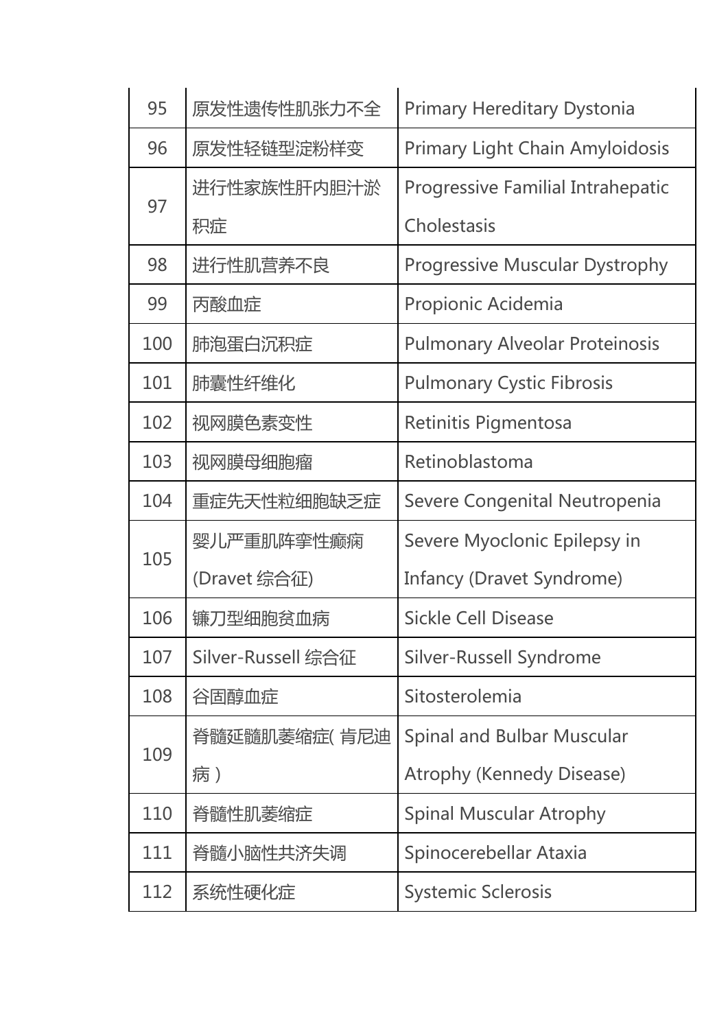| 95 | 原发性遗传性肌张力不全 | Primary Hereditary Dystonia |
|---|---|---|
| 96 | 原发性轻链型淀粉样变 | Primary Light Chain Amyloidosis |
| 97 | 进行性家族性肝内胆汁淤积症 | Progressive Familial Intrahepatic Cholestasis |
| 98 | 进行性肌营养不良 | Progressive Muscular Dystrophy |
| 99 | 丙酸血症 | Propionic Acidemia |
| 100 | 肺泡蛋白沉积症 | Pulmonary Alveolar Proteinosis |
| 101 | 肺囊性纤维化 | Pulmonary Cystic Fibrosis |
| 102 | 视网膜色素变性 | Retinitis Pigmentosa |
| 103 | 视网膜母细胞瘤 | Retinoblastoma |
| 104 | 重症先天性粒细胞缺乏症 | Severe Congenital Neutropenia |
| 105 | 婴儿严重肌阵挛性癫痫 (Dravet 综合征) | Severe Myoclonic Epilepsy in Infancy (Dravet Syndrome) |
| 106 | 镰刀型细胞贫血病 | Sickle Cell Disease |
| 107 | Silver-Russell 综合征 | Silver-Russell Syndrome |
| 108 | 谷固醇血症 | Sitosterolemia |
| 109 | 脊髓延髓肌萎缩症( 肯尼迪病 ) | Spinal and Bulbar Muscular Atrophy (Kennedy Disease) |
| 110 | 脊髓性肌萎缩症 | Spinal Muscular Atrophy |
| 111 | 脊髓小脑性共济失调 | Spinocerebellar Ataxia |
| 112 | 系统性硬化症 | Systemic Sclerosis |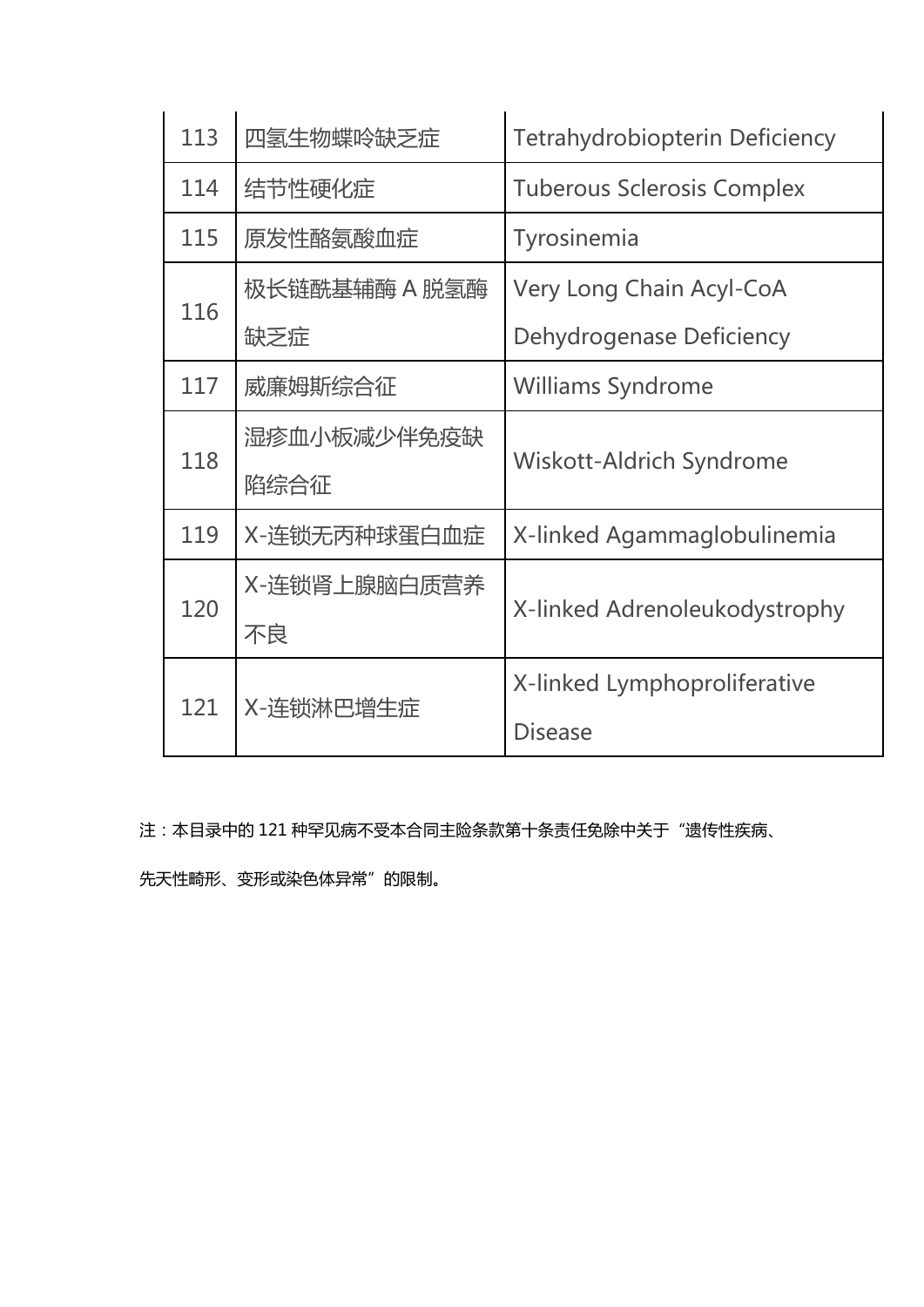| | | |
|---|---|---|
| 113 | 四氢生物蝶呤缺乏症 | Tetrahydrobiopterin Deficiency |
| 114 | 结节性硬化症 | Tuberous Sclerosis Complex |
| 115 | 原发性酪氨酸血症 | Tyrosinemia |
| 116 | 极长链酰基辅酶 A 脱氢酶缺乏症 | Very Long Chain Acyl-CoA Dehydrogenase Deficiency |
| 117 | 威廉姆斯综合征 | Williams Syndrome |
| 118 | 湿疹血小板减少伴免疫缺陷综合征 | Wiskott-Aldrich Syndrome |
| 119 | X-连锁无丙种球蛋白血症 | X-linked Agammaglobulinemia |
| 120 | X-连锁肾上腺脑白质营养不良 | X-linked Adrenoleukodystrophy |
| 121 | X-连锁淋巴增生症 | X-linked Lymphoproliferative Disease |

注：本目录中的 121 种罕见病不受本合同主险条款第十条责任免除中关于“遗传性疾病、先天性畸形、变形或染色体异常”的限制。